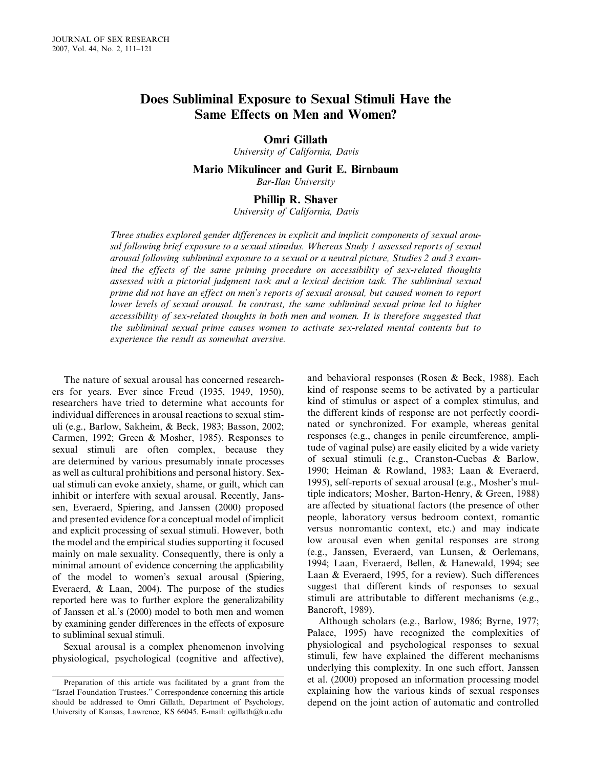# Does Subliminal Exposure to Sexual Stimuli Have the Same Effects on Men and Women?

**Omri Gillath**
*University of California, Davis*

**Mario Mikulincer and Gurit E. Birnbaum**
*Bar-Ilan University*

**Phillip R. Shaver**
*University of California, Davis*

*Three studies explored gender differences in explicit and implicit components of sexual arousal following brief exposure to a sexual stimulus. Whereas Study 1 assessed reports of sexual arousal following subliminal exposure to a sexual or a neutral picture, Studies 2 and 3 examined the effects of the same priming procedure on accessibility of sex-related thoughts assessed with a pictorial judgment task and a lexical decision task. The subliminal sexual prime did not have an effect on men's reports of sexual arousal, but caused women to report lower levels of sexual arousal. In contrast, the same subliminal sexual prime led to higher accessibility of sex-related thoughts in both men and women. It is therefore suggested that the subliminal sexual prime causes women to activate sex-related mental contents but to experience the result as somewhat aversive.*

The nature of sexual arousal has concerned researchers for years. Ever since Freud (1935, 1949, 1950), researchers have tried to determine what accounts for individual differences in arousal reactions to sexual stimuli (e.g., Barlow, Sakheim, & Beck, 1983; Basson, 2002; Carmen, 1992; Green & Mosher, 1985). Responses to sexual stimuli are often complex, because they are determined by various presumably innate processes as well as cultural prohibitions and personal history. Sexual stimuli can evoke anxiety, shame, or guilt, which can inhibit or interfere with sexual arousal. Recently, Janssen, Everaerd, Spiering, and Janssen (2000) proposed and presented evidence for a conceptual model of implicit and explicit processing of sexual stimuli. However, both the model and the empirical studies supporting it focused mainly on male sexuality. Consequently, there is only a minimal amount of evidence concerning the applicability of the model to women's sexual arousal (Spiering, Everaerd, & Laan, 2004). The purpose of the studies reported here was to further explore the generalizability of Janssen et al.'s (2000) model to both men and women by examining gender differences in the effects of exposure to subliminal sexual stimuli.

Sexual arousal is a complex phenomenon involving physiological, psychological (cognitive and affective), and behavioral responses (Rosen & Beck, 1988). Each kind of response seems to be activated by a particular kind of stimulus or aspect of a complex stimulus, and the different kinds of response are not perfectly coordinated or synchronized. For example, whereas genital responses (e.g., changes in penile circumference, amplitude of vaginal pulse) are easily elicited by a wide variety of sexual stimuli (e.g., Cranston-Cuebas & Barlow, 1990; Heiman & Rowland, 1983; Laan & Everaerd, 1995), self-reports of sexual arousal (e.g., Mosher's multiple indicators; Mosher, Barton-Henry, & Green, 1988) are affected by situational factors (the presence of other people, laboratory versus bedroom context, romantic versus nonromantic context, etc.) and may indicate low arousal even when genital responses are strong (e.g., Janssen, Everaerd, van Lunsen, & Oerlemans, 1994; Laan, Everaerd, Bellen, & Hanewald, 1994; see Laan & Everaerd, 1995, for a review). Such differences suggest that different kinds of responses to sexual stimuli are attributable to different mechanisms (e.g., Bancroft, 1989).

Although scholars (e.g., Barlow, 1986; Byrne, 1977; Palace, 1995) have recognized the complexities of physiological and psychological responses to sexual stimuli, few have explained the different mechanisms underlying this complexity. In one such effort, Janssen et al. (2000) proposed an information processing model explaining how the various kinds of sexual responses depend on the joint action of automatic and controlled

Preparation of this article was facilitated by a grant from the ''Israel Foundation Trustees.'' Correspondence concerning this article should be addressed to Omri Gillath, Department of Psychology, University of Kansas, Lawrence, KS 66045. E-mail: ogillath@ku.edu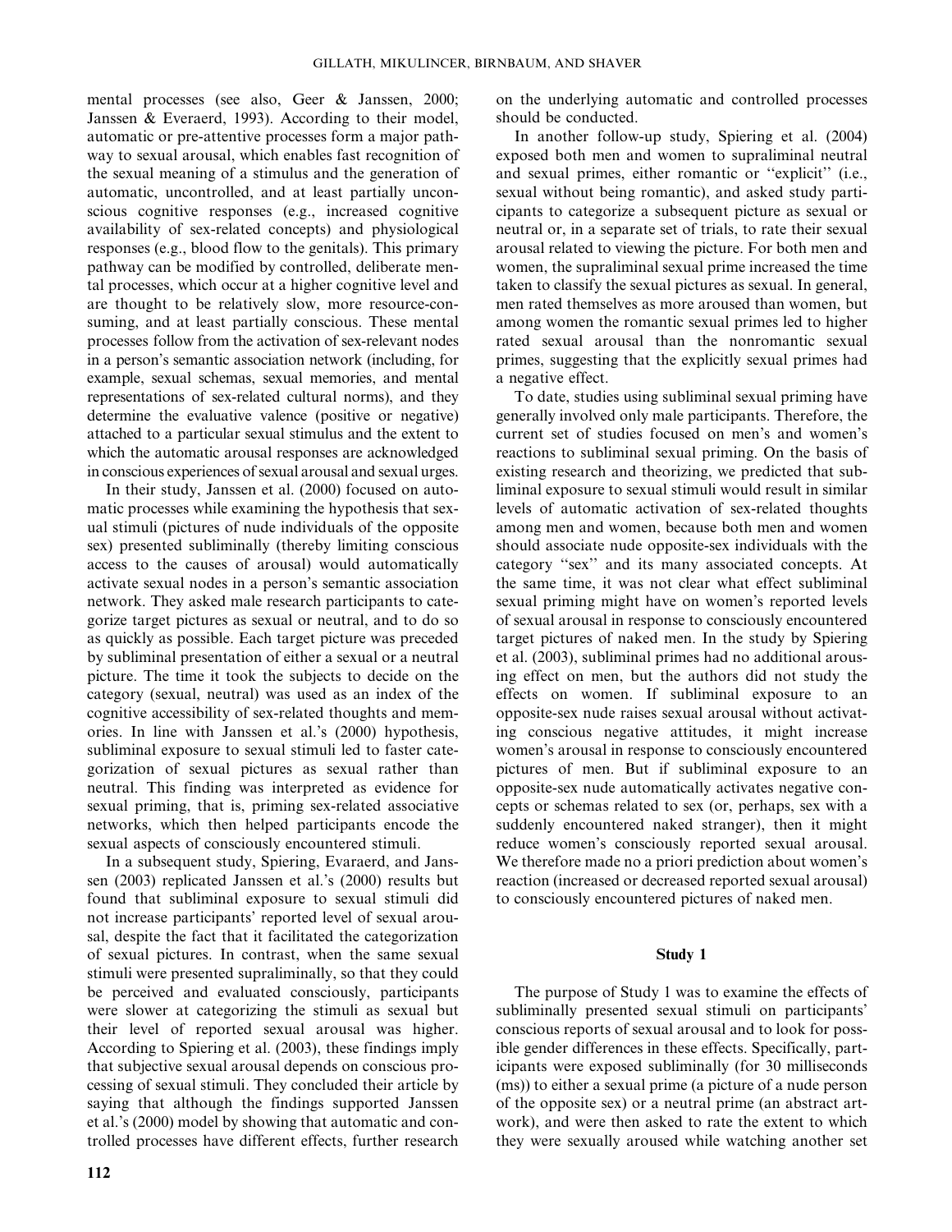mental processes (see also, Geer & Janssen, 2000; Janssen & Everaerd, 1993). According to their model, automatic or pre-attentive processes form a major pathway to sexual arousal, which enables fast recognition of the sexual meaning of a stimulus and the generation of automatic, uncontrolled, and at least partially unconscious cognitive responses (e.g., increased cognitive availability of sex-related concepts) and physiological responses (e.g., blood flow to the genitals). This primary pathway can be modified by controlled, deliberate mental processes, which occur at a higher cognitive level and are thought to be relatively slow, more resource-consuming, and at least partially conscious. These mental processes follow from the activation of sex-relevant nodes in a person's semantic association network (including, for example, sexual schemas, sexual memories, and mental representations of sex-related cultural norms), and they determine the evaluative valence (positive or negative) attached to a particular sexual stimulus and the extent to which the automatic arousal responses are acknowledged in conscious experiences of sexual arousal and sexual urges.

In their study, Janssen et al. (2000) focused on automatic processes while examining the hypothesis that sexual stimuli (pictures of nude individuals of the opposite sex) presented subliminally (thereby limiting conscious access to the causes of arousal) would automatically activate sexual nodes in a person's semantic association network. They asked male research participants to categorize target pictures as sexual or neutral, and to do so as quickly as possible. Each target picture was preceded by subliminal presentation of either a sexual or a neutral picture. The time it took the subjects to decide on the category (sexual, neutral) was used as an index of the cognitive accessibility of sex-related thoughts and memories. In line with Janssen et al.'s (2000) hypothesis, subliminal exposure to sexual stimuli led to faster categorization of sexual pictures as sexual rather than neutral. This finding was interpreted as evidence for sexual priming, that is, priming sex-related associative networks, which then helped participants encode the sexual aspects of consciously encountered stimuli.

In a subsequent study, Spiering, Evaraerd, and Janssen (2003) replicated Janssen et al.'s (2000) results but found that subliminal exposure to sexual stimuli did not increase participants' reported level of sexual arousal, despite the fact that it facilitated the categorization of sexual pictures. In contrast, when the same sexual stimuli were presented supraliminally, so that they could be perceived and evaluated consciously, participants were slower at categorizing the stimuli as sexual but their level of reported sexual arousal was higher. According to Spiering et al. (2003), these findings imply that subjective sexual arousal depends on conscious processing of sexual stimuli. They concluded their article by saying that although the findings supported Janssen et al.'s (2000) model by showing that automatic and controlled processes have different effects, further research on the underlying automatic and controlled processes should be conducted.

In another follow-up study, Spiering et al. (2004) exposed both men and women to supraliminal neutral and sexual primes, either romantic or "explicit" (i.e., sexual without being romantic), and asked study participants to categorize a subsequent picture as sexual or neutral or, in a separate set of trials, to rate their sexual arousal related to viewing the picture. For both men and women, the supraliminal sexual prime increased the time taken to classify the sexual pictures as sexual. In general, men rated themselves as more aroused than women, but among women the romantic sexual primes led to higher rated sexual arousal than the nonromantic sexual primes, suggesting that the explicitly sexual primes had a negative effect.

To date, studies using subliminal sexual priming have generally involved only male participants. Therefore, the current set of studies focused on men's and women's reactions to subliminal sexual priming. On the basis of existing research and theorizing, we predicted that subliminal exposure to sexual stimuli would result in similar levels of automatic activation of sex-related thoughts among men and women, because both men and women should associate nude opposite-sex individuals with the category "sex" and its many associated concepts. At the same time, it was not clear what effect subliminal sexual priming might have on women's reported levels of sexual arousal in response to consciously encountered target pictures of naked men. In the study by Spiering et al. (2003), subliminal primes had no additional arousing effect on men, but the authors did not study the effects on women. If subliminal exposure to an opposite-sex nude raises sexual arousal without activating conscious negative attitudes, it might increase women's arousal in response to consciously encountered pictures of men. But if subliminal exposure to an opposite-sex nude automatically activates negative concepts or schemas related to sex (or, perhaps, sex with a suddenly encountered naked stranger), then it might reduce women's consciously reported sexual arousal. We therefore made no a priori prediction about women's reaction (increased or decreased reported sexual arousal) to consciously encountered pictures of naked men.

## Study 1

The purpose of Study 1 was to examine the effects of subliminally presented sexual stimuli on participants' conscious reports of sexual arousal and to look for possible gender differences in these effects. Specifically, participants were exposed subliminally (for 30 milliseconds (ms)) to either a sexual prime (a picture of a nude person of the opposite sex) or a neutral prime (an abstract artwork), and were then asked to rate the extent to which they were sexually aroused while watching another set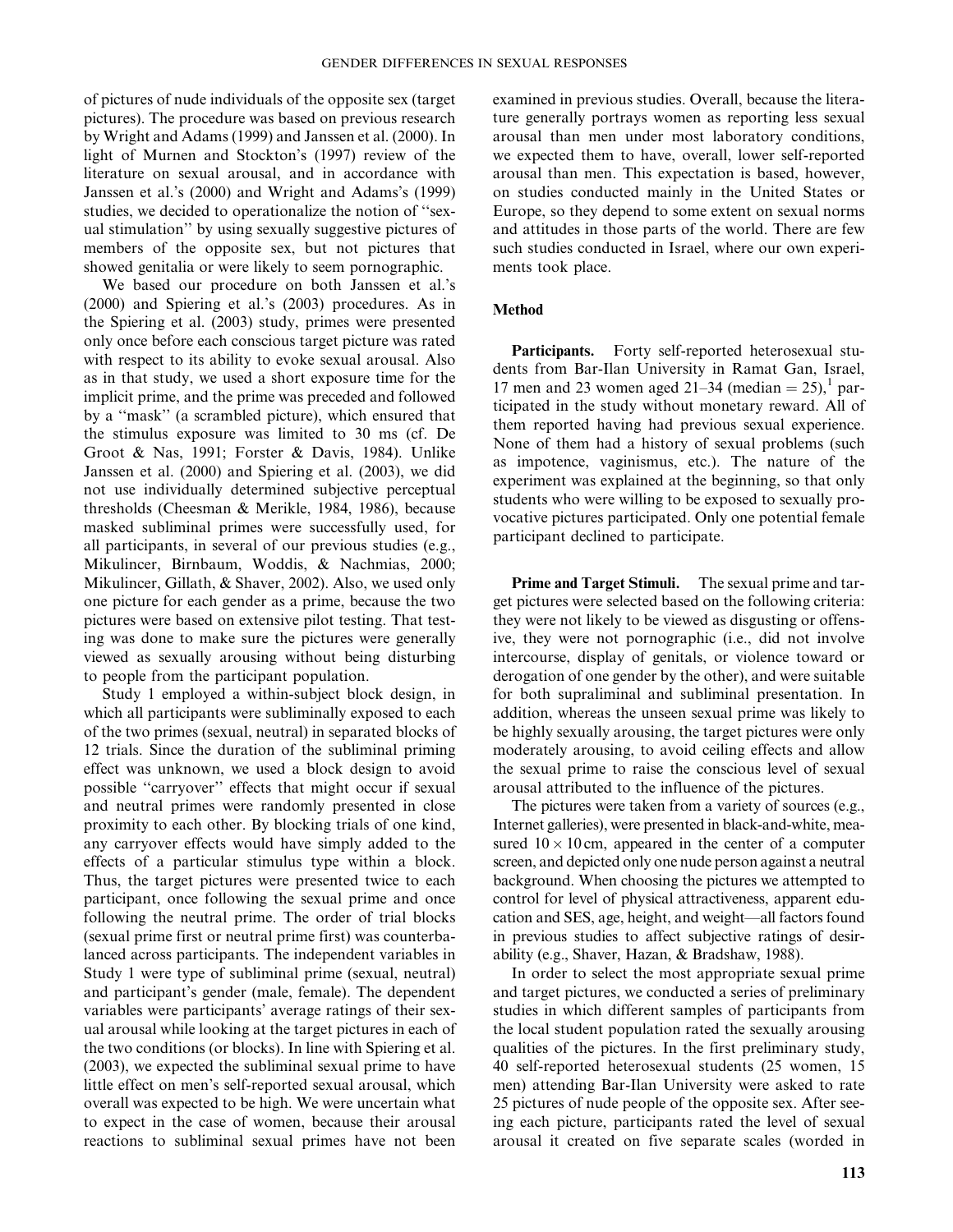of pictures of nude individuals of the opposite sex (target pictures). The procedure was based on previous research by Wright and Adams (1999) and Janssen et al. (2000). In light of Murnen and Stockton's (1997) review of the literature on sexual arousal, and in accordance with Janssen et al.'s (2000) and Wright and Adams's (1999) studies, we decided to operationalize the notion of "sexual stimulation" by using sexually suggestive pictures of members of the opposite sex, but not pictures that showed genitalia or were likely to seem pornographic.

We based our procedure on both Janssen et al.'s (2000) and Spiering et al.'s (2003) procedures. As in the Spiering et al. (2003) study, primes were presented only once before each conscious target picture was rated with respect to its ability to evoke sexual arousal. Also as in that study, we used a short exposure time for the implicit prime, and the prime was preceded and followed by a "mask" (a scrambled picture), which ensured that the stimulus exposure was limited to 30 ms (cf. De Groot & Nas, 1991; Forster & Davis, 1984). Unlike Janssen et al. (2000) and Spiering et al. (2003), we did not use individually determined subjective perceptual thresholds (Cheesman & Merikle, 1984, 1986), because masked subliminal primes were successfully used, for all participants, in several of our previous studies (e.g., Mikulincer, Birnbaum, Woddis, & Nachmias, 2000; Mikulincer, Gillath, & Shaver, 2002). Also, we used only one picture for each gender as a prime, because the two pictures were based on extensive pilot testing. That testing was done to make sure the pictures were generally viewed as sexually arousing without being disturbing to people from the participant population.

Study 1 employed a within-subject block design, in which all participants were subliminally exposed to each of the two primes (sexual, neutral) in separated blocks of 12 trials. Since the duration of the subliminal priming effect was unknown, we used a block design to avoid possible "carryover" effects that might occur if sexual and neutral primes were randomly presented in close proximity to each other. By blocking trials of one kind, any carryover effects would have simply added to the effects of a particular stimulus type within a block. Thus, the target pictures were presented twice to each participant, once following the sexual prime and once following the neutral prime. The order of trial blocks (sexual prime first or neutral prime first) was counterbalanced across participants. The independent variables in Study 1 were type of subliminal prime (sexual, neutral) and participant's gender (male, female). The dependent variables were participants' average ratings of their sexual arousal while looking at the target pictures in each of the two conditions (or blocks). In line with Spiering et al. (2003), we expected the subliminal sexual prime to have little effect on men's self-reported sexual arousal, which overall was expected to be high. We were uncertain what to expect in the case of women, because their arousal reactions to subliminal sexual primes have not been examined in previous studies. Overall, because the literature generally portrays women as reporting less sexual arousal than men under most laboratory conditions, we expected them to have, overall, lower self-reported arousal than men. This expectation is based, however, on studies conducted mainly in the United States or Europe, so they depend to some extent on sexual norms and attitudes in those parts of the world. There are few such studies conducted in Israel, where our own experiments took place.

### Method

**Participants.** Forty self-reported heterosexual students from Bar-Ilan University in Ramat Gan, Israel, 17 men and 23 women aged 21–34 (median = 25),[1] participated in the study without monetary reward. All of them reported having had previous sexual experience. None of them had a history of sexual problems (such as impotence, vaginismus, etc.). The nature of the experiment was explained at the beginning, so that only students who were willing to be exposed to sexually provocative pictures participated. Only one potential female participant declined to participate.

**Prime and Target Stimuli.** The sexual prime and target pictures were selected based on the following criteria: they were not likely to be viewed as disgusting or offensive, they were not pornographic (i.e., did not involve intercourse, display of genitals, or violence toward or derogation of one gender by the other), and were suitable for both supraliminal and subliminal presentation. In addition, whereas the unseen sexual prime was likely to be highly sexually arousing, the target pictures were only moderately arousing, to avoid ceiling effects and allow the sexual prime to raise the conscious level of sexual arousal attributed to the influence of the pictures.

The pictures were taken from a variety of sources (e.g., Internet galleries), were presented in black-and-white, measured $10 \times 10$ cm, appeared in the center of a computer screen, and depicted only one nude person against a neutral background. When choosing the pictures we attempted to control for level of physical attractiveness, apparent education and SES, age, height, and weight—all factors found in previous studies to affect subjective ratings of desirability (e.g., Shaver, Hazan, & Bradshaw, 1988).

In order to select the most appropriate sexual prime and target pictures, we conducted a series of preliminary studies in which different samples of participants from the local student population rated the sexually arousing qualities of the pictures. In the first preliminary study, 40 self-reported heterosexual students (25 women, 15 men) attending Bar-Ilan University were asked to rate 25 pictures of nude people of the opposite sex. After seeing each picture, participants rated the level of sexual arousal it created on five separate scales (worded in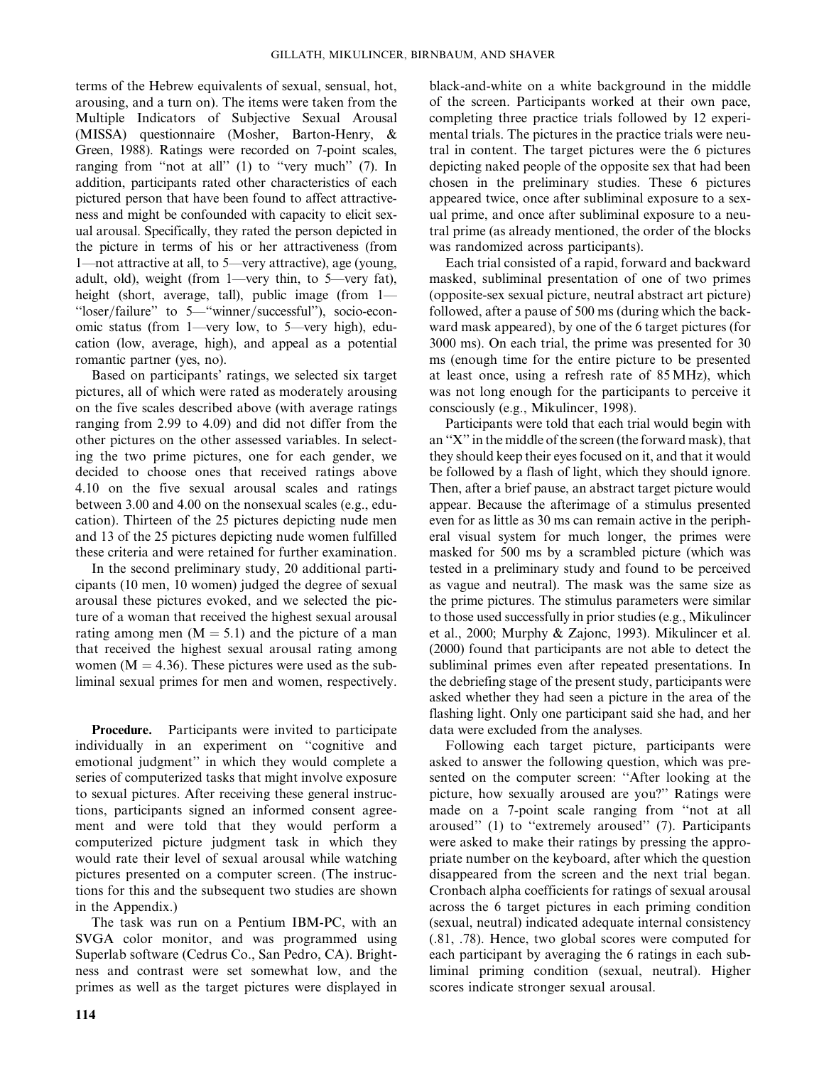terms of the Hebrew equivalents of sexual, sensual, hot, arousing, and a turn on). The items were taken from the Multiple Indicators of Subjective Sexual Arousal (MISSA) questionnaire (Mosher, Barton-Henry, & Green, 1988). Ratings were recorded on 7-point scales, ranging from "not at all" (1) to "very much" (7). In addition, participants rated other characteristics of each pictured person that have been found to affect attractiveness and might be confounded with capacity to elicit sexual arousal. Specifically, they rated the person depicted in the picture in terms of his or her attractiveness (from 1—not attractive at all, to 5—very attractive), age (young, adult, old), weight (from 1—very thin, to 5—very fat), height (short, average, tall), public image (from 1—"loser/failure" to 5—"winner/successful"), socio-economic status (from 1—very low, to 5—very high), education (low, average, high), and appeal as a potential romantic partner (yes, no).

Based on participants' ratings, we selected six target pictures, all of which were rated as moderately arousing on the five scales described above (with average ratings ranging from 2.99 to 4.09) and did not differ from the other pictures on the other assessed variables. In selecting the two prime pictures, one for each gender, we decided to choose ones that received ratings above 4.10 on the five sexual arousal scales and ratings between 3.00 and 4.00 on the nonsexual scales (e.g., education). Thirteen of the 25 pictures depicting nude men and 13 of the 25 pictures depicting nude women fulfilled these criteria and were retained for further examination.

In the second preliminary study, 20 additional participants (10 men, 10 women) judged the degree of sexual arousal these pictures evoked, and we selected the picture of a woman that received the highest sexual arousal rating among men ($M = 5.1$) and the picture of a man that received the highest sexual arousal rating among women ($M = 4.36$). These pictures were used as the subliminal sexual primes for men and women, respectively.

**Procedure.** Participants were invited to participate individually in an experiment on "cognitive and emotional judgment" in which they would complete a series of computerized tasks that might involve exposure to sexual pictures. After receiving these general instructions, participants signed an informed consent agreement and were told that they would perform a computerized picture judgment task in which they would rate their level of sexual arousal while watching pictures presented on a computer screen. (The instructions for this and the subsequent two studies are shown in the Appendix.)

The task was run on a Pentium IBM-PC, with an SVGA color monitor, and was programmed using Superlab software (Cedrus Co., San Pedro, CA). Brightness and contrast were set somewhat low, and the primes as well as the target pictures were displayed in black-and-white on a white background in the middle of the screen. Participants worked at their own pace, completing three practice trials followed by 12 experimental trials. The pictures in the practice trials were neutral in content. The target pictures were the 6 pictures depicting naked people of the opposite sex that had been chosen in the preliminary studies. These 6 pictures appeared twice, once after subliminal exposure to a sexual prime, and once after subliminal exposure to a neutral prime (as already mentioned, the order of the blocks was randomized across participants).

Each trial consisted of a rapid, forward and backward masked, subliminal presentation of one of two primes (opposite-sex sexual picture, neutral abstract art picture) followed, after a pause of 500 ms (during which the backward mask appeared), by one of the 6 target pictures (for 3000 ms). On each trial, the prime was presented for 30 ms (enough time for the entire picture to be presented at least once, using a refresh rate of 85 MHz), which was not long enough for the participants to perceive it consciously (e.g., Mikulincer, 1998).

Participants were told that each trial would begin with an "X" in the middle of the screen (the forward mask), that they should keep their eyes focused on it, and that it would be followed by a flash of light, which they should ignore. Then, after a brief pause, an abstract target picture would appear. Because the afterimage of a stimulus presented even for as little as 30 ms can remain active in the peripheral visual system for much longer, the primes were masked for 500 ms by a scrambled picture (which was tested in a preliminary study and found to be perceived as vague and neutral). The mask was the same size as the prime pictures. The stimulus parameters were similar to those used successfully in prior studies (e.g., Mikulincer et al., 2000; Murphy & Zajonc, 1993). Mikulincer et al. (2000) found that participants are not able to detect the subliminal primes even after repeated presentations. In the debriefing stage of the present study, participants were asked whether they had seen a picture in the area of the flashing light. Only one participant said she had, and her data were excluded from the analyses.

Following each target picture, participants were asked to answer the following question, which was presented on the computer screen: "After looking at the picture, how sexually aroused are you?" Ratings were made on a 7-point scale ranging from "not at all aroused" (1) to "extremely aroused" (7). Participants were asked to make their ratings by pressing the appropriate number on the keyboard, after which the question disappeared from the screen and the next trial began. Cronbach alpha coefficients for ratings of sexual arousal across the 6 target pictures in each priming condition (sexual, neutral) indicated adequate internal consistency (.81, .78). Hence, two global scores were computed for each participant by averaging the 6 ratings in each subliminal priming condition (sexual, neutral). Higher scores indicate stronger sexual arousal.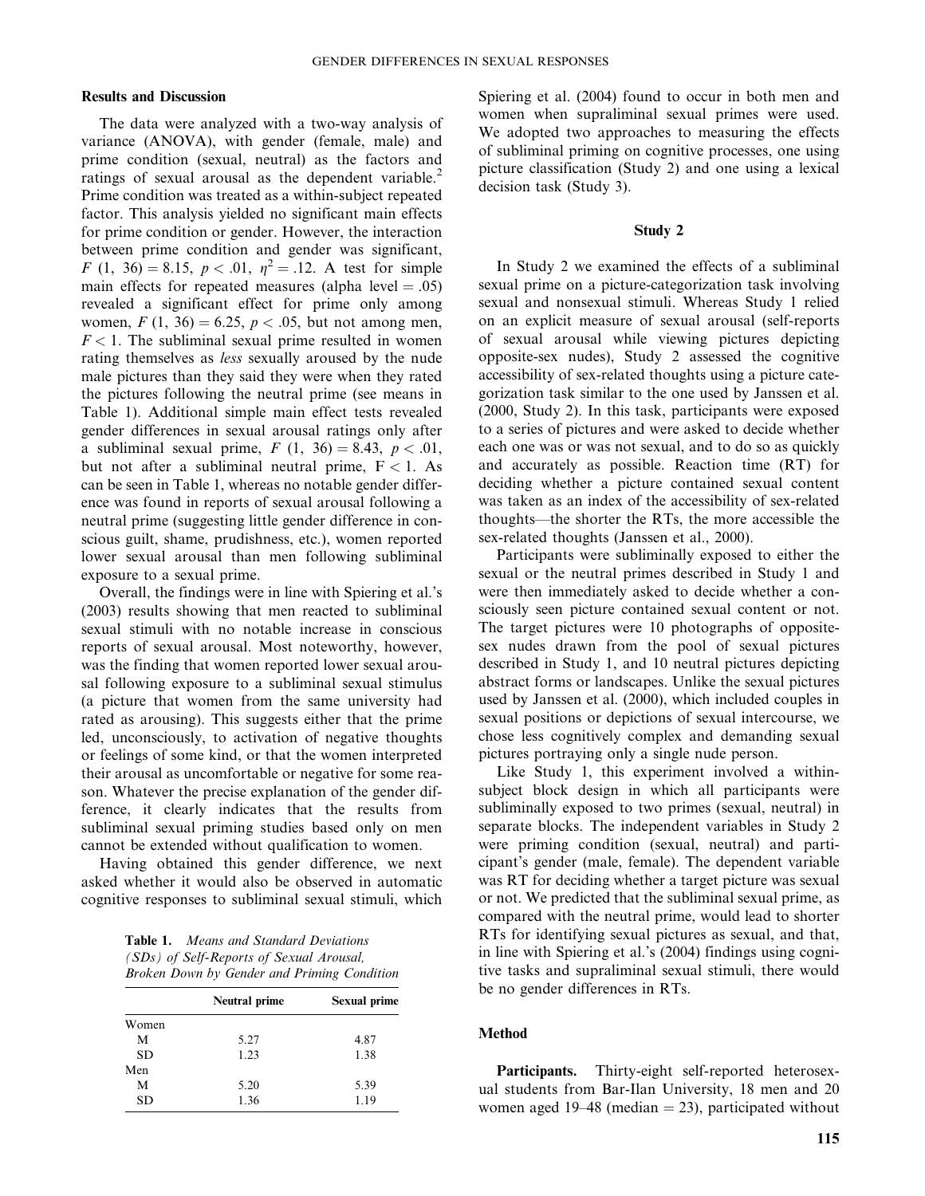### Results and Discussion

The data were analyzed with a two-way analysis of variance (ANOVA), with gender (female, male) and prime condition (sexual, neutral) as the factors and ratings of sexual arousal as the dependent variable.[2] Prime condition was treated as a within-subject repeated factor. This analysis yielded no significant main effects for prime condition or gender. However, the interaction between prime condition and gender was significant, $F(1, 36) = 8.15$, $p < .01$, $\eta^2 = .12$. A test for simple main effects for repeated measures (alpha level $= .05$) revealed a significant effect for prime only among women, $F(1, 36) = 6.25$, $p < .05$, but not among men, $F < 1$. The subliminal sexual prime resulted in women rating themselves as *less* sexually aroused by the nude male pictures than they said they were when they rated the pictures following the neutral prime (see means in Table 1). Additional simple main effect tests revealed gender differences in sexual arousal ratings only after a subliminal sexual prime, $F(1, 36) = 8.43$, $p < .01$, but not after a subliminal neutral prime, $F < 1$. As can be seen in Table 1, whereas no notable gender difference was found in reports of sexual arousal following a neutral prime (suggesting little gender difference in conscious guilt, shame, prudishness, etc.), women reported lower sexual arousal than men following subliminal exposure to a sexual prime.

Overall, the findings were in line with Spiering et al.'s (2003) results showing that men reacted to subliminal sexual stimuli with no notable increase in conscious reports of sexual arousal. Most noteworthy, however, was the finding that women reported lower sexual arousal following exposure to a subliminal sexual stimulus (a picture that women from the same university had rated as arousing). This suggests either that the prime led, unconsciously, to activation of negative thoughts or feelings of some kind, or that the women interpreted their arousal as uncomfortable or negative for some reason. Whatever the precise explanation of the gender difference, it clearly indicates that the results from subliminal sexual priming studies based only on men cannot be extended without qualification to women.

Having obtained this gender difference, we next asked whether it would also be observed in automatic cognitive responses to subliminal sexual stimuli, which Spiering et al. (2004) found to occur in both men and women when supraliminal sexual primes were used. We adopted two approaches to measuring the effects of subliminal priming on cognitive processes, one using picture classification (Study 2) and one using a lexical decision task (Study 3).

**Table 1.** *Means and Standard Deviations (SDs) of Self-Reports of Sexual Arousal, Broken Down by Gender and Priming Condition*

| | Neutral prime | Sexual prime |
|---|---|---|
| Women | | |
| M | 5.27 | 4.87 |
| SD | 1.23 | 1.38 |
| Men | | |
| M | 5.20 | 5.39 |
| SD | 1.36 | 1.19 |

## Study 2

In Study 2 we examined the effects of a subliminal sexual prime on a picture-categorization task involving sexual and nonsexual stimuli. Whereas Study 1 relied on an explicit measure of sexual arousal (self-reports of sexual arousal while viewing pictures depicting opposite-sex nudes), Study 2 assessed the cognitive accessibility of sex-related thoughts using a picture categorization task similar to the one used by Janssen et al. (2000, Study 2). In this task, participants were exposed to a series of pictures and were asked to decide whether each one was or was not sexual, and to do so as quickly and accurately as possible. Reaction time (RT) for deciding whether a picture contained sexual content was taken as an index of the accessibility of sex-related thoughts—the shorter the RTs, the more accessible the sex-related thoughts (Janssen et al., 2000).

Participants were subliminally exposed to either the sexual or the neutral primes described in Study 1 and were then immediately asked to decide whether a consciously seen picture contained sexual content or not. The target pictures were 10 photographs of opposite-sex nudes drawn from the pool of sexual pictures described in Study 1, and 10 neutral pictures depicting abstract forms or landscapes. Unlike the sexual pictures used by Janssen et al. (2000), which included couples in sexual positions or depictions of sexual intercourse, we chose less cognitively complex and demanding sexual pictures portraying only a single nude person.

Like Study 1, this experiment involved a within-subject block design in which all participants were subliminally exposed to two primes (sexual, neutral) in separate blocks. The independent variables in Study 2 were priming condition (sexual, neutral) and participant's gender (male, female). The dependent variable was RT for deciding whether a target picture was sexual or not. We predicted that the subliminal sexual prime, as compared with the neutral prime, would lead to shorter RTs for identifying sexual pictures as sexual, and that, in line with Spiering et al.'s (2004) findings using cognitive tasks and supraliminal sexual stimuli, there would be no gender differences in RTs.

### Method

**Participants.** Thirty-eight self-reported heterosexual students from Bar-Ilan University, 18 men and 20 women aged 19–48 (median $= 23$), participated without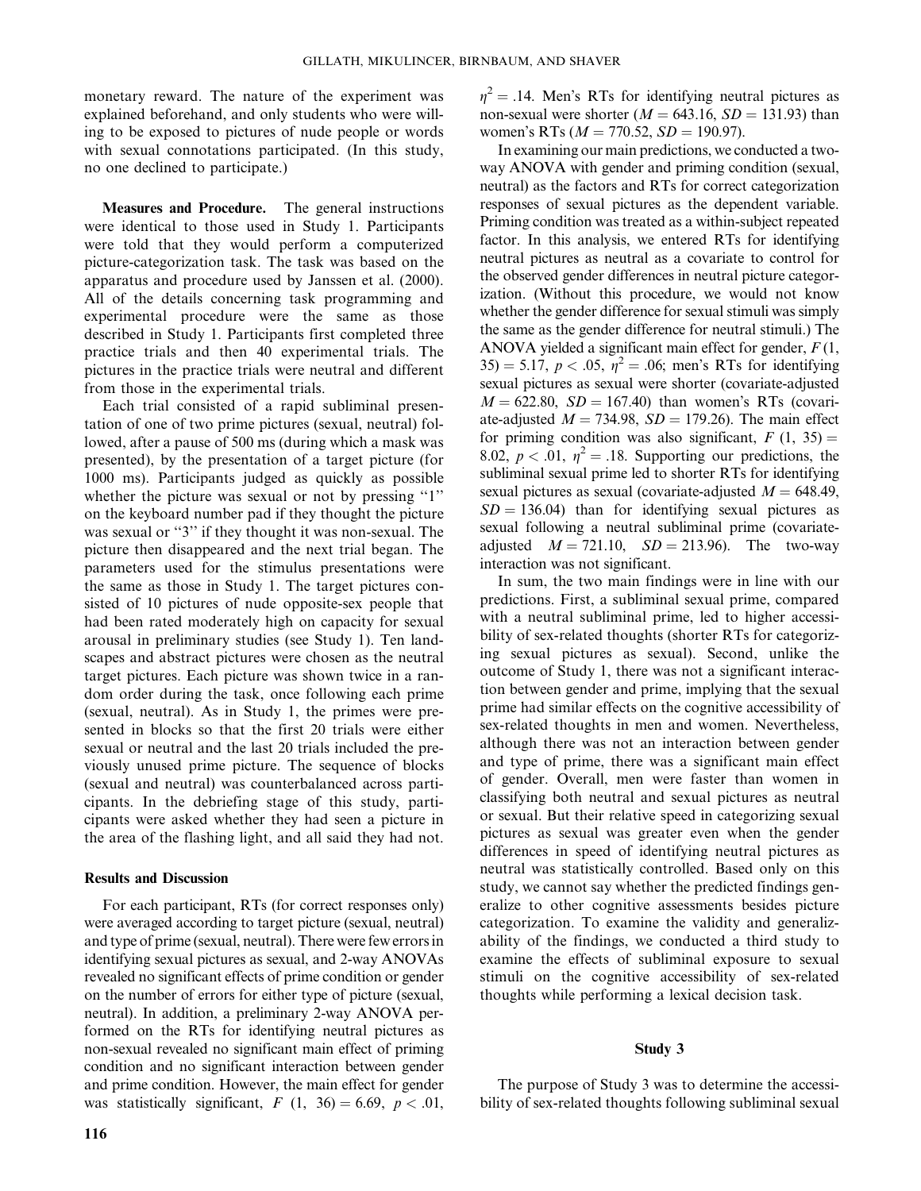monetary reward. The nature of the experiment was explained beforehand, and only students who were willing to be exposed to pictures of nude people or words with sexual connotations participated. (In this study, no one declined to participate.)

**Measures and Procedure.** The general instructions were identical to those used in Study 1. Participants were told that they would perform a computerized picture-categorization task. The task was based on the apparatus and procedure used by Janssen et al. (2000). All of the details concerning task programming and experimental procedure were the same as those described in Study 1. Participants first completed three practice trials and then 40 experimental trials. The pictures in the practice trials were neutral and different from those in the experimental trials.

Each trial consisted of a rapid subliminal presentation of one of two prime pictures (sexual, neutral) followed, after a pause of 500 ms (during which a mask was presented), by the presentation of a target picture (for 1000 ms). Participants judged as quickly as possible whether the picture was sexual or not by pressing "1" on the keyboard number pad if they thought the picture was sexual or "3" if they thought it was non-sexual. The picture then disappeared and the next trial began. The parameters used for the stimulus presentations were the same as those in Study 1. The target pictures consisted of 10 pictures of nude opposite-sex people that had been rated moderately high on capacity for sexual arousal in preliminary studies (see Study 1). Ten landscapes and abstract pictures were chosen as the neutral target pictures. Each picture was shown twice in a random order during the task, once following each prime (sexual, neutral). As in Study 1, the primes were presented in blocks so that the first 20 trials were either sexual or neutral and the last 20 trials included the previously unused prime picture. The sequence of blocks (sexual and neutral) was counterbalanced across participants. In the debriefing stage of this study, participants were asked whether they had seen a picture in the area of the flashing light, and all said they had not.

### Results and Discussion

For each participant, RTs (for correct responses only) were averaged according to target picture (sexual, neutral) and type of prime (sexual, neutral). There were few errors in identifying sexual pictures as sexual, and 2-way ANOVAs revealed no significant effects of prime condition or gender on the number of errors for either type of picture (sexual, neutral). In addition, a preliminary 2-way ANOVA performed on the RTs for identifying neutral pictures as non-sexual revealed no significant main effect of priming condition and no significant interaction between gender and prime condition. However, the main effect for gender was statistically significant, $F$ (1, 36) = 6.69, $p < .01$, $\eta^2 = .14$. Men's RTs for identifying neutral pictures as non-sexual were shorter ($M = 643.16$, $SD = 131.93$) than women's RTs ($M = 770.52$, $SD = 190.97$).

In examining our main predictions, we conducted a two-way ANOVA with gender and priming condition (sexual, neutral) as the factors and RTs for correct categorization responses of sexual pictures as the dependent variable. Priming condition was treated as a within-subject repeated factor. In this analysis, we entered RTs for identifying neutral pictures as neutral as a covariate to control for the observed gender differences in neutral picture categorization. (Without this procedure, we would not know whether the gender difference for sexual stimuli was simply the same as the gender difference for neutral stimuli.) The ANOVA yielded a significant main effect for gender, $F$ (1, 35) = 5.17, $p < .05$, $\eta^2 = .06$; men's RTs for identifying sexual pictures as sexual were shorter (covariate-adjusted $M = 622.80$, $SD = 167.40$) than women's RTs (covariate-adjusted $M = 734.98$, $SD = 179.26$). The main effect for priming condition was also significant, $F$ (1, 35) = 8.02, $p < .01$, $\eta^2 = .18$. Supporting our predictions, the subliminal sexual prime led to shorter RTs for identifying sexual pictures as sexual (covariate-adjusted $M = 648.49$, $SD = 136.04$) than for identifying sexual pictures as sexual following a neutral subliminal prime (covariate-adjusted $M = 721.10$, $SD = 213.96$). The two-way interaction was not significant.

In sum, the two main findings were in line with our predictions. First, a subliminal sexual prime, compared with a neutral subliminal prime, led to higher accessibility of sex-related thoughts (shorter RTs for categorizing sexual pictures as sexual). Second, unlike the outcome of Study 1, there was not a significant interaction between gender and prime, implying that the sexual prime had similar effects on the cognitive accessibility of sex-related thoughts in men and women. Nevertheless, although there was not an interaction between gender and type of prime, there was a significant main effect of gender. Overall, men were faster than women in classifying both neutral and sexual pictures as neutral or sexual. But their relative speed in categorizing sexual pictures as sexual was greater even when the gender differences in speed of identifying neutral pictures as neutral was statistically controlled. Based only on this study, we cannot say whether the predicted findings generalize to other cognitive assessments besides picture categorization. To examine the validity and generalizability of the findings, we conducted a third study to examine the effects of subliminal exposure to sexual stimuli on the cognitive accessibility of sex-related thoughts while performing a lexical decision task.

## Study 3

The purpose of Study 3 was to determine the accessibility of sex-related thoughts following subliminal sexual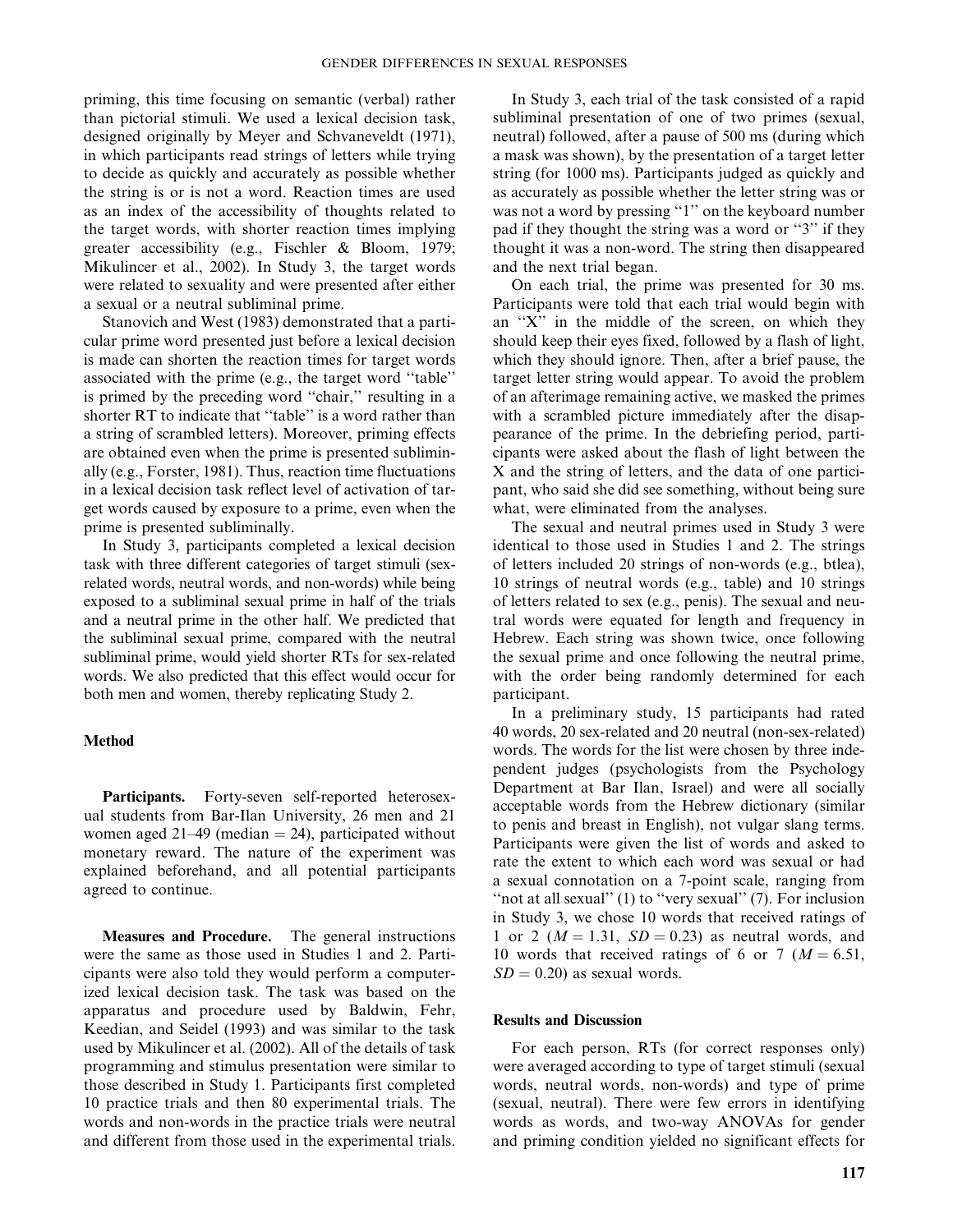priming, this time focusing on semantic (verbal) rather than pictorial stimuli. We used a lexical decision task, designed originally by Meyer and Schvaneveldt (1971), in which participants read strings of letters while trying to decide as quickly and accurately as possible whether the string is or is not a word. Reaction times are used as an index of the accessibility of thoughts related to the target words, with shorter reaction times implying greater accessibility (e.g., Fischler & Bloom, 1979; Mikulincer et al., 2002). In Study 3, the target words were related to sexuality and were presented after either a sexual or a neutral subliminal prime.

Stanovich and West (1983) demonstrated that a particular prime word presented just before a lexical decision is made can shorten the reaction times for target words associated with the prime (e.g., the target word "table" is primed by the preceding word "chair," resulting in a shorter RT to indicate that "table" is a word rather than a string of scrambled letters). Moreover, priming effects are obtained even when the prime is presented subliminally (e.g., Forster, 1981). Thus, reaction time fluctuations in a lexical decision task reflect level of activation of target words caused by exposure to a prime, even when the prime is presented subliminally.

In Study 3, participants completed a lexical decision task with three different categories of target stimuli (sex-related words, neutral words, and non-words) while being exposed to a subliminal sexual prime in half of the trials and a neutral prime in the other half. We predicted that the subliminal sexual prime, compared with the neutral subliminal prime, would yield shorter RTs for sex-related words. We also predicted that this effect would occur for both men and women, thereby replicating Study 2.

### Method

**Participants.** Forty-seven self-reported heterosexual students from Bar-Ilan University, 26 men and 21 women aged 21–49 (median = 24), participated without monetary reward. The nature of the experiment was explained beforehand, and all potential participants agreed to continue.

**Measures and Procedure.** The general instructions were the same as those used in Studies 1 and 2. Participants were also told they would perform a computerized lexical decision task. The task was based on the apparatus and procedure used by Baldwin, Fehr, Keedian, and Seidel (1993) and was similar to the task used by Mikulincer et al. (2002). All of the details of task programming and stimulus presentation were similar to those described in Study 1. Participants first completed 10 practice trials and then 80 experimental trials. The words and non-words in the practice trials were neutral and different from those used in the experimental trials.

In Study 3, each trial of the task consisted of a rapid subliminal presentation of one of two primes (sexual, neutral) followed, after a pause of 500 ms (during which a mask was shown), by the presentation of a target letter string (for 1000 ms). Participants judged as quickly and as accurately as possible whether the letter string was or was not a word by pressing "1" on the keyboard number pad if they thought the string was a word or "3" if they thought it was a non-word. The string then disappeared and the next trial began.

On each trial, the prime was presented for 30 ms. Participants were told that each trial would begin with an "X" in the middle of the screen, on which they should keep their eyes fixed, followed by a flash of light, which they should ignore. Then, after a brief pause, the target letter string would appear. To avoid the problem of an afterimage remaining active, we masked the primes with a scrambled picture immediately after the disappearance of the prime. In the debriefing period, participants were asked about the flash of light between the X and the string of letters, and the data of one participant, who said she did see something, without being sure what, were eliminated from the analyses.

The sexual and neutral primes used in Study 3 were identical to those used in Studies 1 and 2. The strings of letters included 20 strings of non-words (e.g., btlea), 10 strings of neutral words (e.g., table) and 10 strings of letters related to sex (e.g., penis). The sexual and neutral words were equated for length and frequency in Hebrew. Each string was shown twice, once following the sexual prime and once following the neutral prime, with the order being randomly determined for each participant.

In a preliminary study, 15 participants had rated 40 words, 20 sex-related and 20 neutral (non-sex-related) words. The words for the list were chosen by three independent judges (psychologists from the Psychology Department at Bar Ilan, Israel) and were all socially acceptable words from the Hebrew dictionary (similar to penis and breast in English), not vulgar slang terms. Participants were given the list of words and asked to rate the extent to which each word was sexual or had a sexual connotation on a 7-point scale, ranging from "not at all sexual" (1) to "very sexual" (7). For inclusion in Study 3, we chose 10 words that received ratings of 1 or 2 ($M = 1.31$, $SD = 0.23$) as neutral words, and 10 words that received ratings of 6 or 7 ($M = 6.51$, $SD = 0.20$) as sexual words.

### Results and Discussion

For each person, RTs (for correct responses only) were averaged according to type of target stimuli (sexual words, neutral words, non-words) and type of prime (sexual, neutral). There were few errors in identifying words as words, and two-way ANOVAs for gender and priming condition yielded no significant effects for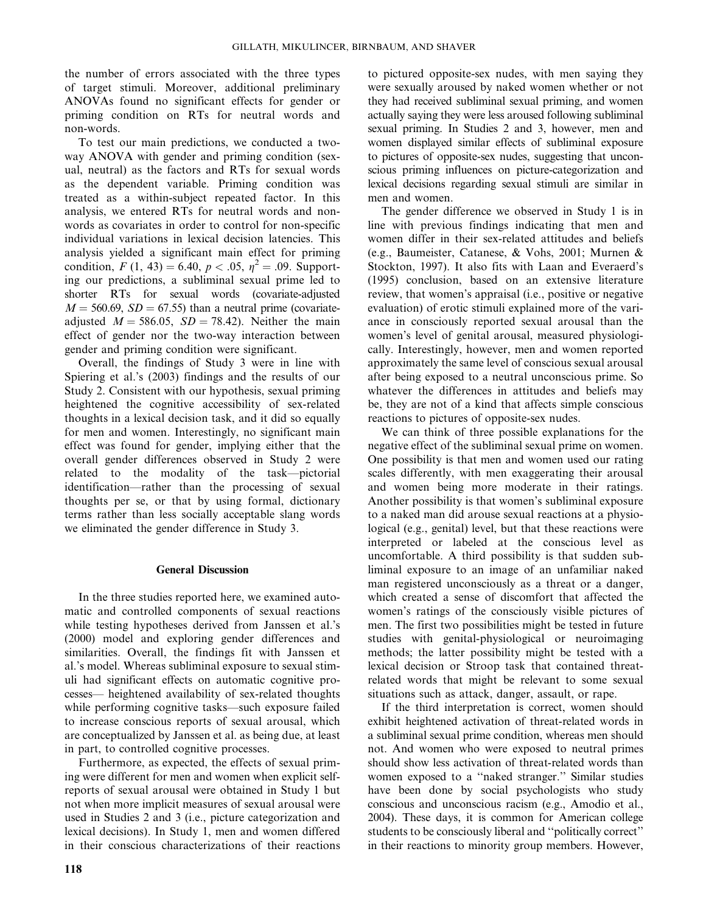the number of errors associated with the three types of target stimuli. Moreover, additional preliminary ANOVAs found no significant effects for gender or priming condition on RTs for neutral words and non-words.

To test our main predictions, we conducted a two-way ANOVA with gender and priming condition (sexual, neutral) as the factors and RTs for sexual words as the dependent variable. Priming condition was treated as a within-subject repeated factor. In this analysis, we entered RTs for neutral words and non-words as covariates in order to control for non-specific individual variations in lexical decision latencies. This analysis yielded a significant main effect for priming condition, $F(1, 43) = 6.40$, $p < .05$, $\eta^2 = .09$. Supporting our predictions, a subliminal sexual prime led to shorter RTs for sexual words (covariate-adjusted $M = 560.69$, $SD = 67.55$) than a neutral prime (covariate-adjusted $M = 586.05$, $SD = 78.42$). Neither the main effect of gender nor the two-way interaction between gender and priming condition were significant.

Overall, the findings of Study 3 were in line with Spiering et al.'s (2003) findings and the results of our Study 2. Consistent with our hypothesis, sexual priming heightened the cognitive accessibility of sex-related thoughts in a lexical decision task, and it did so equally for men and women. Interestingly, no significant main effect was found for gender, implying either that the overall gender differences observed in Study 2 were related to the modality of the task—pictorial identification—rather than the processing of sexual thoughts per se, or that by using formal, dictionary terms rather than less socially acceptable slang words we eliminated the gender difference in Study 3.

## General Discussion

In the three studies reported here, we examined automatic and controlled components of sexual reactions while testing hypotheses derived from Janssen et al.'s (2000) model and exploring gender differences and similarities. Overall, the findings fit with Janssen et al.'s model. Whereas subliminal exposure to sexual stimuli had significant effects on automatic cognitive processes— heightened availability of sex-related thoughts while performing cognitive tasks—such exposure failed to increase conscious reports of sexual arousal, which are conceptualized by Janssen et al. as being due, at least in part, to controlled cognitive processes.

Furthermore, as expected, the effects of sexual priming were different for men and women when explicit self-reports of sexual arousal were obtained in Study 1 but not when more implicit measures of sexual arousal were used in Studies 2 and 3 (i.e., picture categorization and lexical decisions). In Study 1, men and women differed in their conscious characterizations of their reactions to pictured opposite-sex nudes, with men saying they were sexually aroused by naked women whether or not they had received subliminal sexual priming, and women actually saying they were less aroused following subliminal sexual priming. In Studies 2 and 3, however, men and women displayed similar effects of subliminal exposure to pictures of opposite-sex nudes, suggesting that unconscious priming influences on picture-categorization and lexical decisions regarding sexual stimuli are similar in men and women.

The gender difference we observed in Study 1 is in line with previous findings indicating that men and women differ in their sex-related attitudes and beliefs (e.g., Baumeister, Catanese, & Vohs, 2001; Murnen & Stockton, 1997). It also fits with Laan and Everaerd's (1995) conclusion, based on an extensive literature review, that women's appraisal (i.e., positive or negative evaluation) of erotic stimuli explained more of the variance in consciously reported sexual arousal than the women's level of genital arousal, measured physiologically. Interestingly, however, men and women reported approximately the same level of conscious sexual arousal after being exposed to a neutral unconscious prime. So whatever the differences in attitudes and beliefs may be, they are not of a kind that affects simple conscious reactions to pictures of opposite-sex nudes.

We can think of three possible explanations for the negative effect of the subliminal sexual prime on women. One possibility is that men and women used our rating scales differently, with men exaggerating their arousal and women being more moderate in their ratings. Another possibility is that women's subliminal exposure to a naked man did arouse sexual reactions at a physiological (e.g., genital) level, but that these reactions were interpreted or labeled at the conscious level as uncomfortable. A third possibility is that sudden subliminal exposure to an image of an unfamiliar naked man registered unconsciously as a threat or a danger, which created a sense of discomfort that affected the women's ratings of the consciously visible pictures of men. The first two possibilities might be tested in future studies with genital-physiological or neuroimaging methods; the latter possibility might be tested with a lexical decision or Stroop task that contained threat-related words that might be relevant to some sexual situations such as attack, danger, assault, or rape.

If the third interpretation is correct, women should exhibit heightened activation of threat-related words in a subliminal sexual prime condition, whereas men should not. And women who were exposed to neutral primes should show less activation of threat-related words than women exposed to a "naked stranger." Similar studies have been done by social psychologists who study conscious and unconscious racism (e.g., Amodio et al., 2004). These days, it is common for American college students to be consciously liberal and "politically correct" in their reactions to minority group members. However,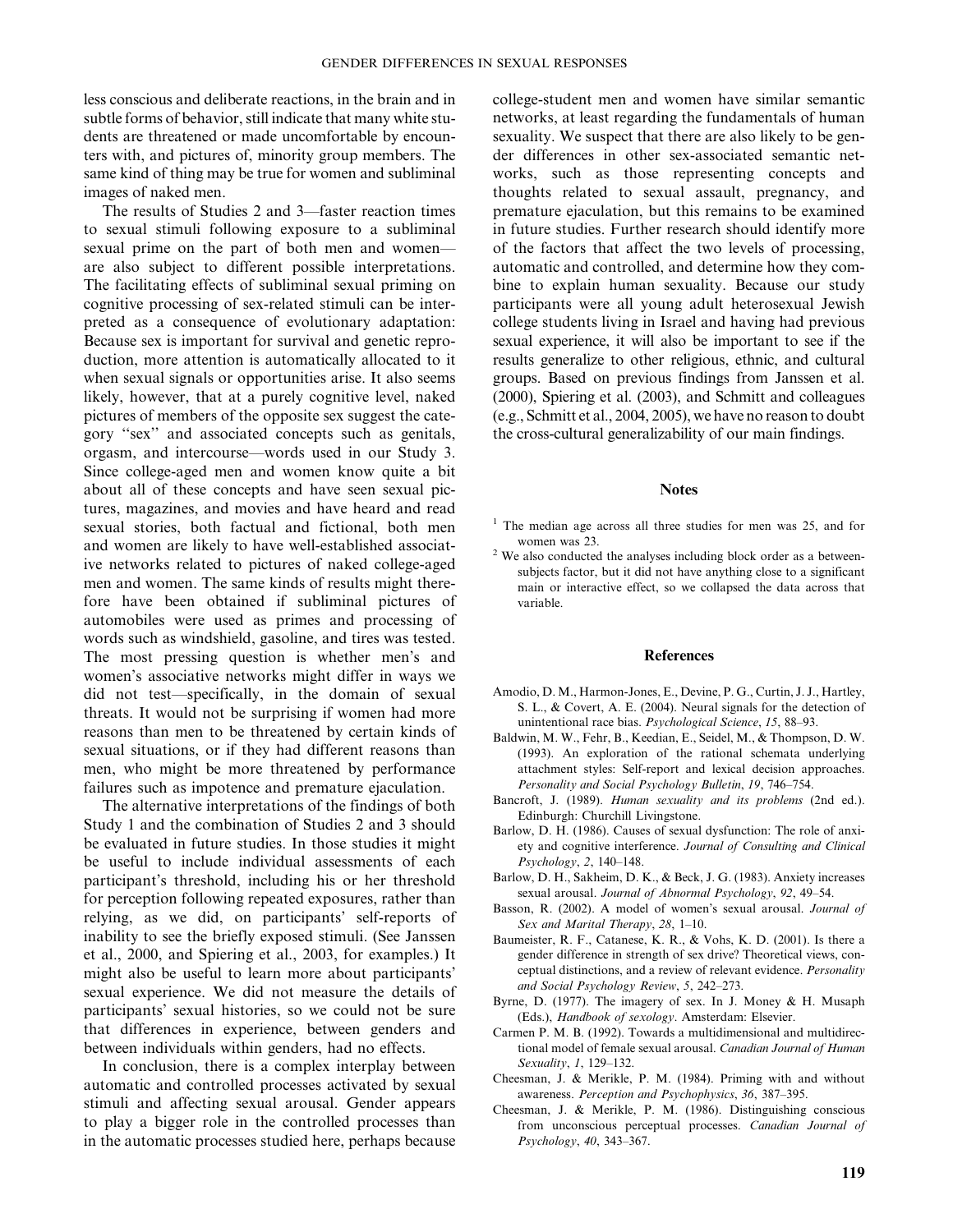less conscious and deliberate reactions, in the brain and in subtle forms of behavior, still indicate that many white students are threatened or made uncomfortable by encounters with, and pictures of, minority group members. The same kind of thing may be true for women and subliminal images of naked men.

The results of Studies 2 and 3—faster reaction times to sexual stimuli following exposure to a subliminal sexual prime on the part of both men and women—are also subject to different possible interpretations. The facilitating effects of subliminal sexual priming on cognitive processing of sex-related stimuli can be interpreted as a consequence of evolutionary adaptation: Because sex is important for survival and genetic reproduction, more attention is automatically allocated to it when sexual signals or opportunities arise. It also seems likely, however, that at a purely cognitive level, naked pictures of members of the opposite sex suggest the category "sex" and associated concepts such as genitals, orgasm, and intercourse—words used in our Study 3. Since college-aged men and women know quite a bit about all of these concepts and have seen sexual pictures, magazines, and movies and have heard and read sexual stories, both factual and fictional, both men and women are likely to have well-established associative networks related to pictures of naked college-aged men and women. The same kinds of results might therefore have been obtained if subliminal pictures of automobiles were used as primes and processing of words such as windshield, gasoline, and tires was tested. The most pressing question is whether men's and women's associative networks might differ in ways we did not test—specifically, in the domain of sexual threats. It would not be surprising if women had more reasons than men to be threatened by certain kinds of sexual situations, or if they had different reasons than men, who might be more threatened by performance failures such as impotence and premature ejaculation.

The alternative interpretations of the findings of both Study 1 and the combination of Studies 2 and 3 should be evaluated in future studies. In those studies it might be useful to include individual assessments of each participant's threshold, including his or her threshold for perception following repeated exposures, rather than relying, as we did, on participants' self-reports of inability to see the briefly exposed stimuli. (See Janssen et al., 2000, and Spiering et al., 2003, for examples.) It might also be useful to learn more about participants' sexual experience. We did not measure the details of participants' sexual histories, so we could not be sure that differences in experience, between genders and between individuals within genders, had no effects.

In conclusion, there is a complex interplay between automatic and controlled processes activated by sexual stimuli and affecting sexual arousal. Gender appears to play a bigger role in the controlled processes than in the automatic processes studied here, perhaps because college-student men and women have similar semantic networks, at least regarding the fundamentals of human sexuality. We suspect that there are also likely to be gender differences in other sex-associated semantic networks, such as those representing concepts and thoughts related to sexual assault, pregnancy, and premature ejaculation, but this remains to be examined in future studies. Further research should identify more of the factors that affect the two levels of processing, automatic and controlled, and determine how they combine to explain human sexuality. Because our study participants were all young adult heterosexual Jewish college students living in Israel and having had previous sexual experience, it will also be important to see if the results generalize to other religious, ethnic, and cultural groups. Based on previous findings from Janssen et al. (2000), Spiering et al. (2003), and Schmitt and colleagues (e.g., Schmitt et al., 2004, 2005), we have no reason to doubt the cross-cultural generalizability of our main findings.

## Notes

[1] The median age across all three studies for men was 25, and for women was 23.

[2] We also conducted the analyses including block order as a between-subjects factor, but it did not have anything close to a significant main or interactive effect, so we collapsed the data across that variable.

## References

Amodio, D. M., Harmon-Jones, E., Devine, P. G., Curtin, J. J., Hartley, S. L., & Covert, A. E. (2004). Neural signals for the detection of unintentional race bias. *Psychological Science*, *15*, 88–93.

Baldwin, M. W., Fehr, B., Keedian, E., Seidel, M., & Thompson, D. W. (1993). An exploration of the rational schemata underlying attachment styles: Self-report and lexical decision approaches. *Personality and Social Psychology Bulletin*, *19*, 746–754.

Bancroft, J. (1989). *Human sexuality and its problems* (2nd ed.). Edinburgh: Churchill Livingstone.

Barlow, D. H. (1986). Causes of sexual dysfunction: The role of anxiety and cognitive interference. *Journal of Consulting and Clinical Psychology*, *2*, 140–148.

Barlow, D. H., Sakheim, D. K., & Beck, J. G. (1983). Anxiety increases sexual arousal. *Journal of Abnormal Psychology*, *92*, 49–54.

Basson, R. (2002). A model of women's sexual arousal. *Journal of Sex and Marital Therapy*, *28*, 1–10.

Baumeister, R. F., Catanese, K. R., & Vohs, K. D. (2001). Is there a gender difference in strength of sex drive? Theoretical views, conceptual distinctions, and a review of relevant evidence. *Personality and Social Psychology Review*, *5*, 242–273.

Byrne, D. (1977). The imagery of sex. In J. Money & H. Musaph (Eds.), *Handbook of sexology*. Amsterdam: Elsevier.

Carmen P. M. B. (1992). Towards a multidimensional and multidirectional model of female sexual arousal. *Canadian Journal of Human Sexuality*, *1*, 129–132.

Cheesman, J. & Merikle, P. M. (1984). Priming with and without awareness. *Perception and Psychophysics*, *36*, 387–395.

Cheesman, J. & Merikle, P. M. (1986). Distinguishing conscious from unconscious perceptual processes. *Canadian Journal of Psychology*, *40*, 343–367.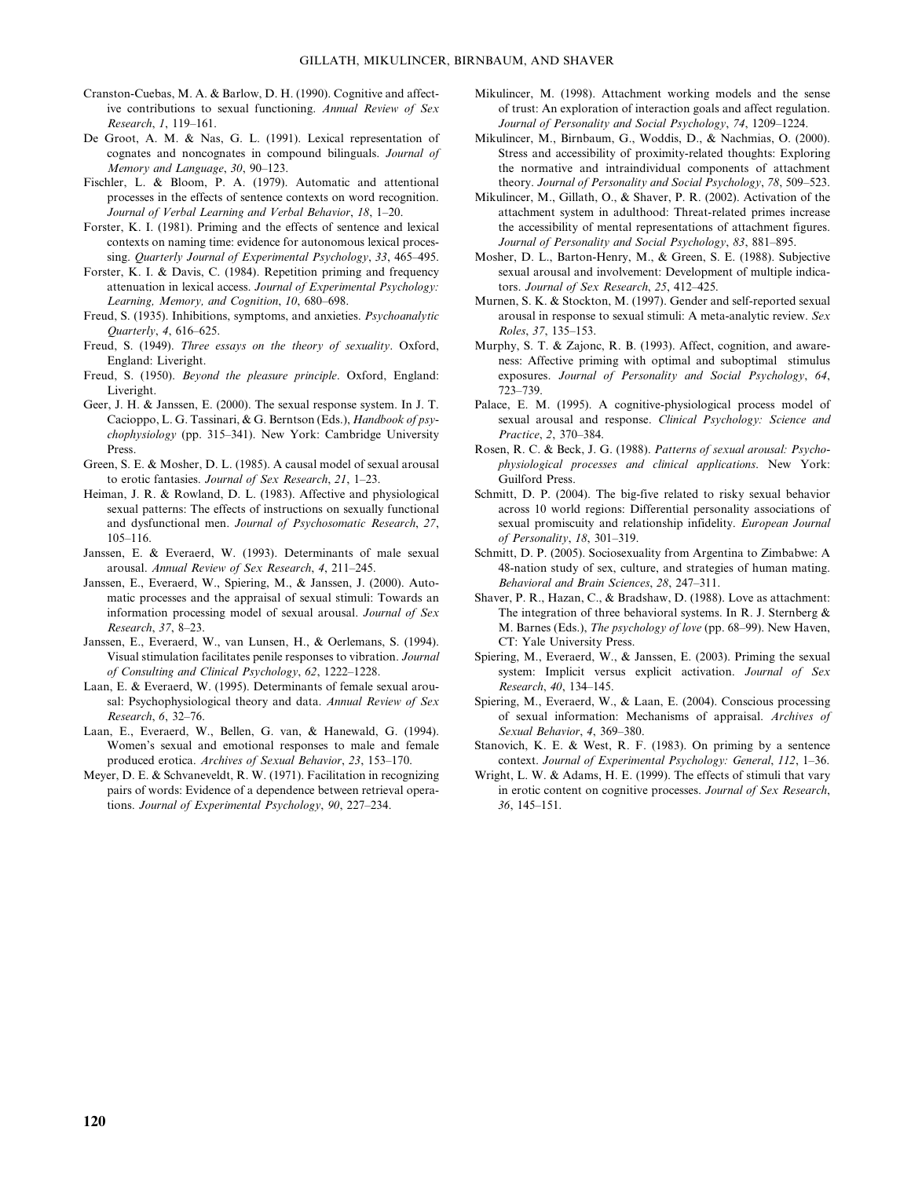Cranston-Cuebas, M. A. & Barlow, D. H. (1990). Cognitive and affective contributions to sexual functioning. *Annual Review of Sex Research*, *1*, 119–161.

De Groot, A. M. & Nas, G. L. (1991). Lexical representation of cognates and noncognates in compound bilinguals. *Journal of Memory and Language*, *30*, 90–123.

Fischler, L. & Bloom, P. A. (1979). Automatic and attentional processes in the effects of sentence contexts on word recognition. *Journal of Verbal Learning and Verbal Behavior*, *18*, 1–20.

Forster, K. I. (1981). Priming and the effects of sentence and lexical contexts on naming time: evidence for autonomous lexical processing. *Quarterly Journal of Experimental Psychology*, *33*, 465–495.

Forster, K. I. & Davis, C. (1984). Repetition priming and frequency attenuation in lexical access. *Journal of Experimental Psychology: Learning, Memory, and Cognition*, *10*, 680–698.

Freud, S. (1935). Inhibitions, symptoms, and anxieties. *Psychoanalytic Quarterly*, *4*, 616–625.

Freud, S. (1949). *Three essays on the theory of sexuality*. Oxford, England: Liveright.

Freud, S. (1950). *Beyond the pleasure principle*. Oxford, England: Liveright.

Geer, J. H. & Janssen, E. (2000). The sexual response system. In J. T. Cacioppo, L. G. Tassinari, & G. Berntson (Eds.), *Handbook of psychophysiology* (pp. 315–341). New York: Cambridge University Press.

Green, S. E. & Mosher, D. L. (1985). A causal model of sexual arousal to erotic fantasies. *Journal of Sex Research*, *21*, 1–23.

Heiman, J. R. & Rowland, D. L. (1983). Affective and physiological sexual patterns: The effects of instructions on sexually functional and dysfunctional men. *Journal of Psychosomatic Research*, *27*, 105–116.

Janssen, E. & Everaerd, W. (1993). Determinants of male sexual arousal. *Annual Review of Sex Research*, *4*, 211–245.

Janssen, E., Everaerd, W., Spiering, M., & Janssen, J. (2000). Automatic processes and the appraisal of sexual stimuli: Towards an information processing model of sexual arousal. *Journal of Sex Research*, *37*, 8–23.

Janssen, E., Everaerd, W., van Lunsen, H., & Oerlemans, S. (1994). Visual stimulation facilitates penile responses to vibration. *Journal of Consulting and Clinical Psychology*, *62*, 1222–1228.

Laan, E. & Everaerd, W. (1995). Determinants of female sexual arousal: Psychophysiological theory and data. *Annual Review of Sex Research*, *6*, 32–76.

Laan, E., Everaerd, W., Bellen, G. van, & Hanewald, G. (1994). Women's sexual and emotional responses to male and female produced erotica. *Archives of Sexual Behavior*, *23*, 153–170.

Meyer, D. E. & Schvaneveldt, R. W. (1971). Facilitation in recognizing pairs of words: Evidence of a dependence between retrieval operations. *Journal of Experimental Psychology*, *90*, 227–234.

Mikulincer, M. (1998). Attachment working models and the sense of trust: An exploration of interaction goals and affect regulation. *Journal of Personality and Social Psychology*, *74*, 1209–1224.

Mikulincer, M., Birnbaum, G., Woddis, D., & Nachmias, O. (2000). Stress and accessibility of proximity-related thoughts: Exploring the normative and intraindividual components of attachment theory. *Journal of Personality and Social Psychology*, *78*, 509–523.

Mikulincer, M., Gillath, O., & Shaver, P. R. (2002). Activation of the attachment system in adulthood: Threat-related primes increase the accessibility of mental representations of attachment figures. *Journal of Personality and Social Psychology*, *83*, 881–895.

Mosher, D. L., Barton-Henry, M., & Green, S. E. (1988). Subjective sexual arousal and involvement: Development of multiple indicators. *Journal of Sex Research*, *25*, 412–425.

Murnen, S. K. & Stockton, M. (1997). Gender and self-reported sexual arousal in response to sexual stimuli: A meta-analytic review. *Sex Roles*, *37*, 135–153.

Murphy, S. T. & Zajonc, R. B. (1993). Affect, cognition, and awareness: Affective priming with optimal and suboptimal stimulus exposures. *Journal of Personality and Social Psychology*, *64*, 723–739.

Palace, E. M. (1995). A cognitive-physiological process model of sexual arousal and response. *Clinical Psychology: Science and Practice*, *2*, 370–384.

Rosen, R. C. & Beck, J. G. (1988). *Patterns of sexual arousal: Psychophysiological processes and clinical applications*. New York: Guilford Press.

Schmitt, D. P. (2004). The big-five related to risky sexual behavior across 10 world regions: Differential personality associations of sexual promiscuity and relationship infidelity. *European Journal of Personality*, *18*, 301–319.

Schmitt, D. P. (2005). Sociosexuality from Argentina to Zimbabwe: A 48-nation study of sex, culture, and strategies of human mating. *Behavioral and Brain Sciences*, *28*, 247–311.

Shaver, P. R., Hazan, C., & Bradshaw, D. (1988). Love as attachment: The integration of three behavioral systems. In R. J. Sternberg & M. Barnes (Eds.), *The psychology of love* (pp. 68–99). New Haven, CT: Yale University Press.

Spiering, M., Everaerd, W., & Janssen, E. (2003). Priming the sexual system: Implicit versus explicit activation. *Journal of Sex Research*, *40*, 134–145.

Spiering, M., Everaerd, W., & Laan, E. (2004). Conscious processing of sexual information: Mechanisms of appraisal. *Archives of Sexual Behavior*, *4*, 369–380.

Stanovich, K. E. & West, R. F. (1983). On priming by a sentence context. *Journal of Experimental Psychology: General*, *112*, 1–36.

Wright, L. W. & Adams, H. E. (1999). The effects of stimuli that vary in erotic content on cognitive processes. *Journal of Sex Research*, *36*, 145–151.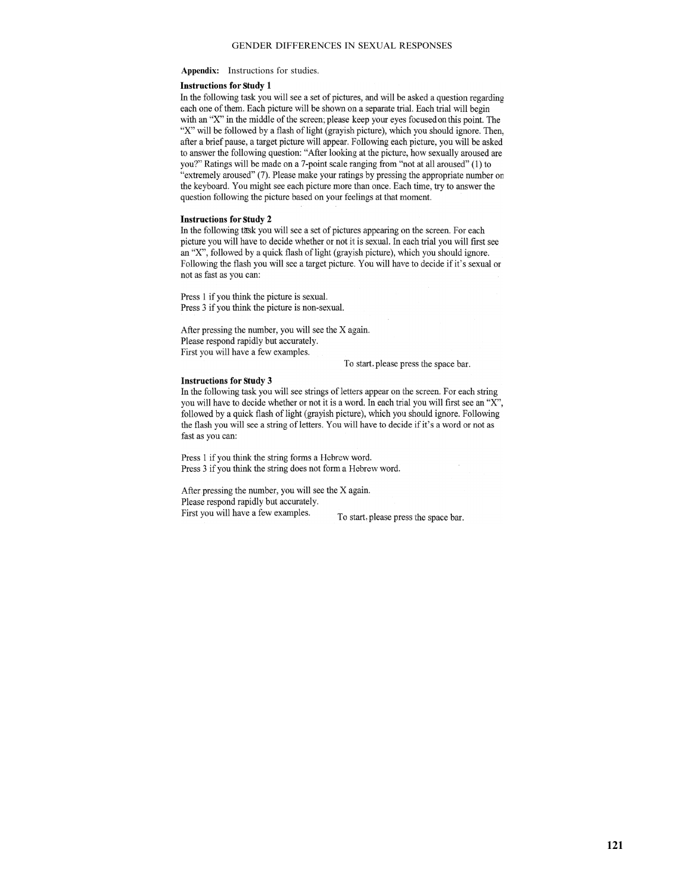**Appendix:** Instructions for studies.

**Instructions for Study 1**

In the following task you will see a set of pictures, and will be asked a question regarding each one of them. Each picture will be shown on a separate trial. Each trial will begin with an "X" in the middle of the screen; please keep your eyes focused on this point. The "X" will be followed by a flash of light (grayish picture), which you should ignore. Then, after a brief pause, a target picture will appear. Following each picture, you will be asked to answer the following question: "After looking at the picture, how sexually aroused are you?" Ratings will be made on a 7-point scale ranging from "not at all aroused" (1) to "extremely aroused" (7). Please make your ratings by pressing the appropriate number on the keyboard. You might see each picture more than once. Each time, try to answer the question following the picture based on your feelings at that moment.

**Instructions for Study 2**

In the following task you will see a set of pictures appearing on the screen. For each picture you will have to decide whether or not it is sexual. In each trial you will first see an "X", followed by a quick flash of light (grayish picture), which you should ignore. Following the flash you will see a target picture. You will have to decide if it's sexual or not as fast as you can:

Press 1 if you think the picture is sexual.
Press 3 if you think the picture is non-sexual.

After pressing the number, you will see the X again.
Please respond rapidly but accurately.
First you will have a few examples.

To start, please press the space bar.

**Instructions for Study 3**

In the following task you will see strings of letters appear on the screen. For each string you will have to decide whether or not it is a word. In each trial you will first see an "X", followed by a quick flash of light (grayish picture), which you should ignore. Following the flash you will see a string of letters. You will have to decide if it's a word or not as fast as you can:

Press 1 if you think the string forms a Hebrew word.
Press 3 if you think the string does not form a Hebrew word.

After pressing the number, you will see the X again.
Please respond rapidly but accurately.
First you will have a few examples.

To start, please press the space bar.